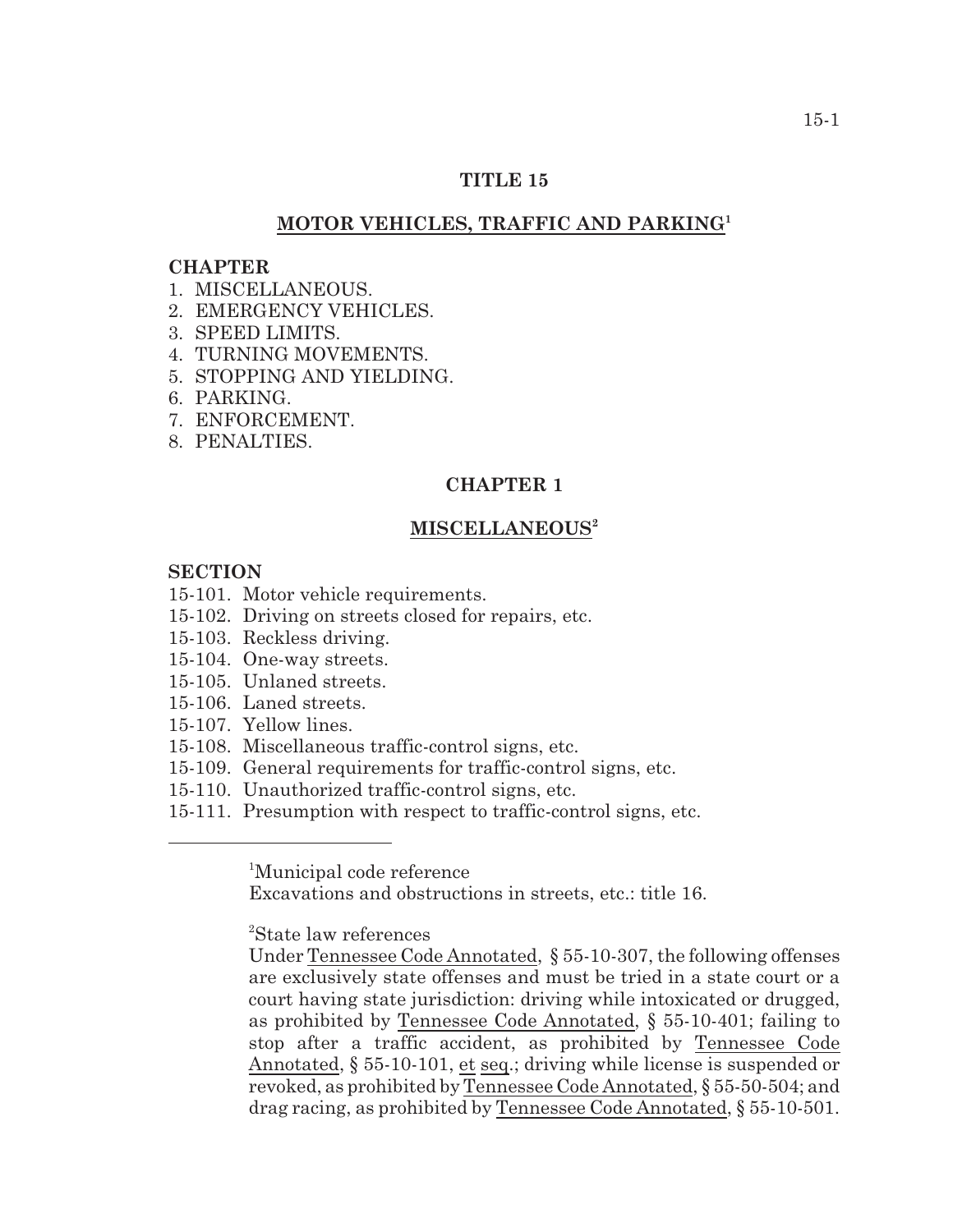# TITLE 15

## MOTOR VEHICLES, TRAFFIC AND PARKING[1]

**CHAPTER**

1. MISCELLANEOUS.
2. EMERGENCY VEHICLES.
3. SPEED LIMITS.
4. TURNING MOVEMENTS.
5. STOPPING AND YIELDING.
6. PARKING.
7. ENFORCEMENT.
8. PENALTIES.

## CHAPTER 1

## MISCELLANEOUS[2]

**SECTION**

15-101. Motor vehicle requirements.
15-102. Driving on streets closed for repairs, etc.
15-103. Reckless driving.
15-104. One-way streets.
15-105. Unlaned streets.
15-106. Laned streets.
15-107. Yellow lines.
15-108. Miscellaneous traffic-control signs, etc.
15-109. General requirements for traffic-control signs, etc.
15-110. Unauthorized traffic-control signs, etc.
15-111. Presumption with respect to traffic-control signs, etc.

---

[1]Municipal code reference
Excavations and obstructions in streets, etc.: title 16.

[2]State law references
Under Tennessee Code Annotated, § 55-10-307, the following offenses are exclusively state offenses and must be tried in a state court or a court having state jurisdiction: driving while intoxicated or drugged, as prohibited by Tennessee Code Annotated, § 55-10-401; failing to stop after a traffic accident, as prohibited by Tennessee Code Annotated, § 55-10-101, et seq.; driving while license is suspended or revoked, as prohibited by Tennessee Code Annotated, § 55-50-504; and drag racing, as prohibited by Tennessee Code Annotated, § 55-10-501.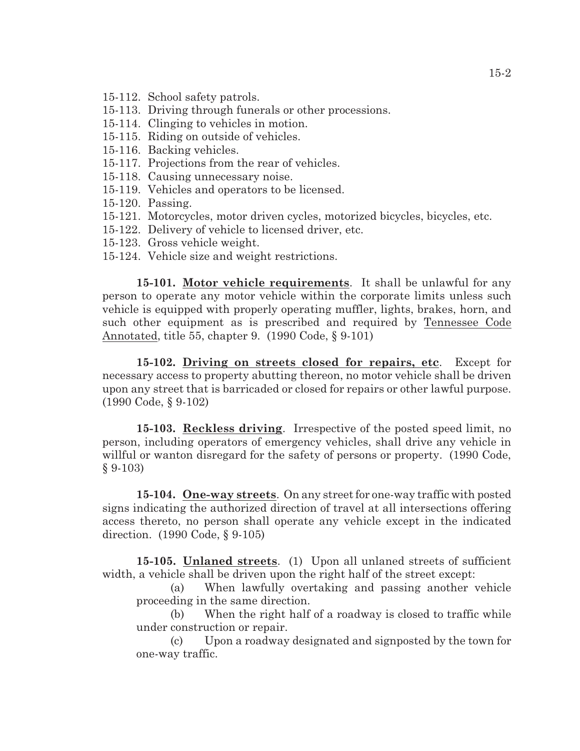15-112. School safety patrols.
15-113. Driving through funerals or other processions.
15-114. Clinging to vehicles in motion.
15-115. Riding on outside of vehicles.
15-116. Backing vehicles.
15-117. Projections from the rear of vehicles.
15-118. Causing unnecessary noise.
15-119. Vehicles and operators to be licensed.
15-120. Passing.
15-121. Motorcycles, motor driven cycles, motorized bicycles, bicycles, etc.
15-122. Delivery of vehicle to licensed driver, etc.
15-123. Gross vehicle weight.
15-124. Vehicle size and weight restrictions.

**15-101. Motor vehicle requirements**. It shall be unlawful for any person to operate any motor vehicle within the corporate limits unless such vehicle is equipped with properly operating muffler, lights, brakes, horn, and such other equipment as is prescribed and required by Tennessee Code Annotated, title 55, chapter 9. (1990 Code, § 9-101)

**15-102. Driving on streets closed for repairs, etc**. Except for necessary access to property abutting thereon, no motor vehicle shall be driven upon any street that is barricaded or closed for repairs or other lawful purpose. (1990 Code, § 9-102)

**15-103. Reckless driving**. Irrespective of the posted speed limit, no person, including operators of emergency vehicles, shall drive any vehicle in willful or wanton disregard for the safety of persons or property. (1990 Code, § 9-103)

**15-104. One-way streets**. On any street for one-way traffic with posted signs indicating the authorized direction of travel at all intersections offering access thereto, no person shall operate any vehicle except in the indicated direction. (1990 Code, § 9-105)

**15-105. Unlaned streets**. (1) Upon all unlaned streets of sufficient width, a vehicle shall be driven upon the right half of the street except:

(a) When lawfully overtaking and passing another vehicle proceeding in the same direction.

(b) When the right half of a roadway is closed to traffic while under construction or repair.

(c) Upon a roadway designated and signposted by the town for one-way traffic.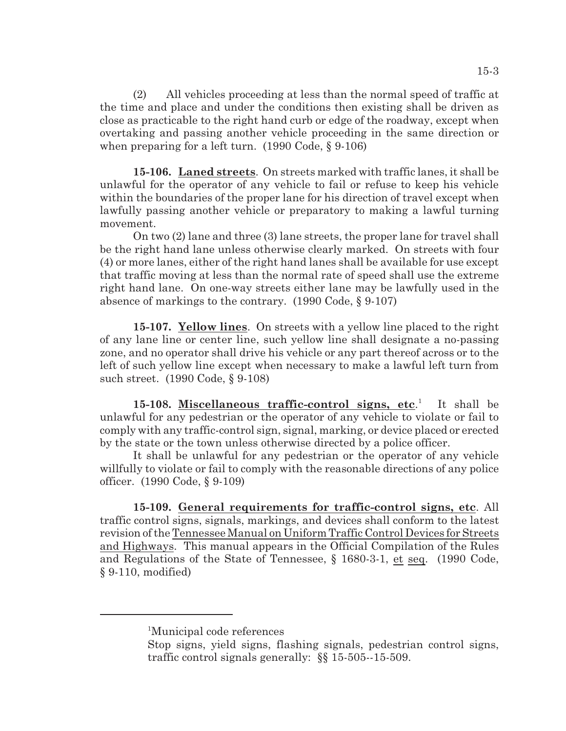(2) All vehicles proceeding at less than the normal speed of traffic at the time and place and under the conditions then existing shall be driven as close as practicable to the right hand curb or edge of the roadway, except when overtaking and passing another vehicle proceeding in the same direction or when preparing for a left turn. (1990 Code, § 9-106)

**15-106. Laned streets**. On streets marked with traffic lanes, it shall be unlawful for the operator of any vehicle to fail or refuse to keep his vehicle within the boundaries of the proper lane for his direction of travel except when lawfully passing another vehicle or preparatory to making a lawful turning movement.

On two (2) lane and three (3) lane streets, the proper lane for travel shall be the right hand lane unless otherwise clearly marked. On streets with four (4) or more lanes, either of the right hand lanes shall be available for use except that traffic moving at less than the normal rate of speed shall use the extreme right hand lane. On one-way streets either lane may be lawfully used in the absence of markings to the contrary. (1990 Code, § 9-107)

**15-107. Yellow lines**. On streets with a yellow line placed to the right of any lane line or center line, such yellow line shall designate a no-passing zone, and no operator shall drive his vehicle or any part thereof across or to the left of such yellow line except when necessary to make a lawful left turn from such street. (1990 Code, § 9-108)

**15-108. Miscellaneous traffic-control signs, etc**.[1] It shall be unlawful for any pedestrian or the operator of any vehicle to violate or fail to comply with any traffic-control sign, signal, marking, or device placed or erected by the state or the town unless otherwise directed by a police officer.

It shall be unlawful for any pedestrian or the operator of any vehicle willfully to violate or fail to comply with the reasonable directions of any police officer. (1990 Code, § 9-109)

**15-109. General requirements for traffic-control signs, etc**. All traffic control signs, signals, markings, and devices shall conform to the latest revision of the Tennessee Manual on Uniform Traffic Control Devices for Streets and Highways. This manual appears in the Official Compilation of the Rules and Regulations of the State of Tennessee, § 1680-3-1, et seq. (1990 Code, § 9-110, modified)

---

[1]Municipal code references

Stop signs, yield signs, flashing signals, pedestrian control signs, traffic control signals generally: §§ 15-505--15-509.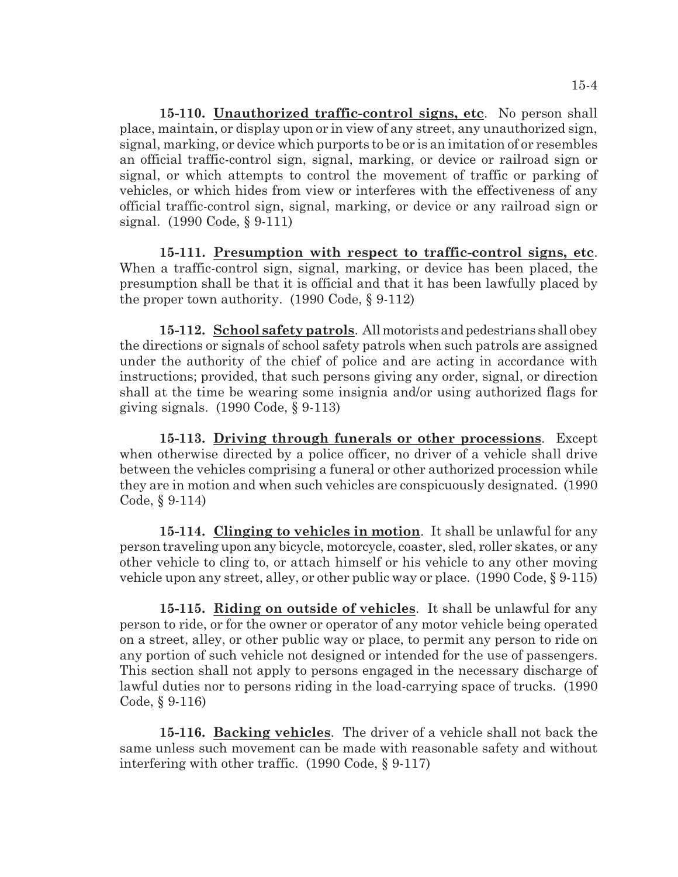**15-110. Unauthorized traffic-control signs, etc**. No person shall place, maintain, or display upon or in view of any street, any unauthorized sign, signal, marking, or device which purports to be or is an imitation of or resembles an official traffic-control sign, signal, marking, or device or railroad sign or signal, or which attempts to control the movement of traffic or parking of vehicles, or which hides from view or interferes with the effectiveness of any official traffic-control sign, signal, marking, or device or any railroad sign or signal. (1990 Code, § 9-111)

**15-111. Presumption with respect to traffic-control signs, etc**. When a traffic-control sign, signal, marking, or device has been placed, the presumption shall be that it is official and that it has been lawfully placed by the proper town authority. (1990 Code, § 9-112)

**15-112. School safety patrols**. All motorists and pedestrians shall obey the directions or signals of school safety patrols when such patrols are assigned under the authority of the chief of police and are acting in accordance with instructions; provided, that such persons giving any order, signal, or direction shall at the time be wearing some insignia and/or using authorized flags for giving signals. (1990 Code, § 9-113)

**15-113. Driving through funerals or other processions**. Except when otherwise directed by a police officer, no driver of a vehicle shall drive between the vehicles comprising a funeral or other authorized procession while they are in motion and when such vehicles are conspicuously designated. (1990 Code, § 9-114)

**15-114. Clinging to vehicles in motion**. It shall be unlawful for any person traveling upon any bicycle, motorcycle, coaster, sled, roller skates, or any other vehicle to cling to, or attach himself or his vehicle to any other moving vehicle upon any street, alley, or other public way or place. (1990 Code, § 9-115)

**15-115. Riding on outside of vehicles**. It shall be unlawful for any person to ride, or for the owner or operator of any motor vehicle being operated on a street, alley, or other public way or place, to permit any person to ride on any portion of such vehicle not designed or intended for the use of passengers. This section shall not apply to persons engaged in the necessary discharge of lawful duties nor to persons riding in the load-carrying space of trucks. (1990 Code, § 9-116)

**15-116. Backing vehicles**. The driver of a vehicle shall not back the same unless such movement can be made with reasonable safety and without interfering with other traffic. (1990 Code, § 9-117)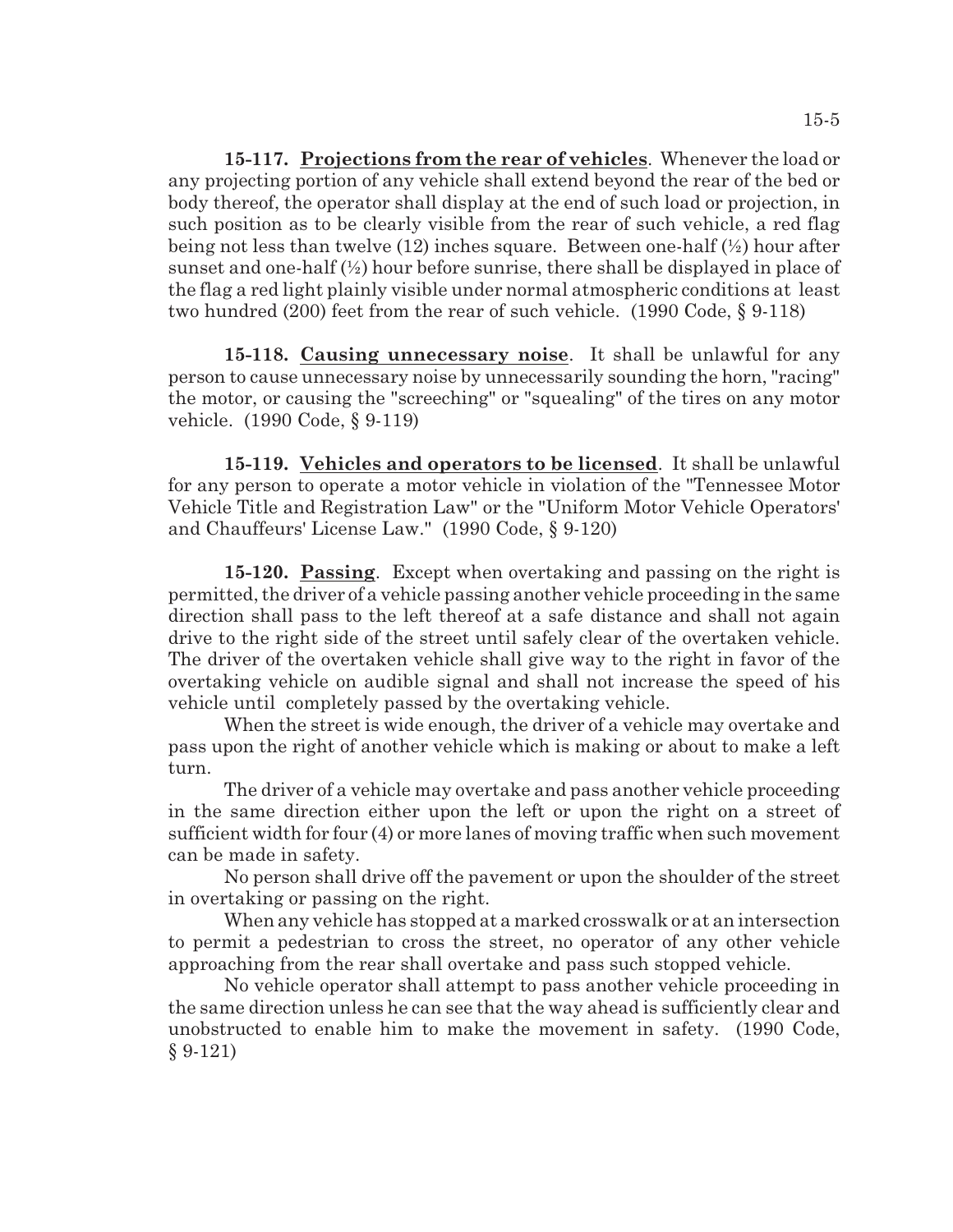**15-117. Projections from the rear of vehicles**. Whenever the load or any projecting portion of any vehicle shall extend beyond the rear of the bed or body thereof, the operator shall display at the end of such load or projection, in such position as to be clearly visible from the rear of such vehicle, a red flag being not less than twelve (12) inches square. Between one-half (½) hour after sunset and one-half (½) hour before sunrise, there shall be displayed in place of the flag a red light plainly visible under normal atmospheric conditions at least two hundred (200) feet from the rear of such vehicle. (1990 Code, § 9-118)

**15-118. Causing unnecessary noise**. It shall be unlawful for any person to cause unnecessary noise by unnecessarily sounding the horn, "racing" the motor, or causing the "screeching" or "squealing" of the tires on any motor vehicle. (1990 Code, § 9-119)

**15-119. Vehicles and operators to be licensed**. It shall be unlawful for any person to operate a motor vehicle in violation of the "Tennessee Motor Vehicle Title and Registration Law" or the "Uniform Motor Vehicle Operators' and Chauffeurs' License Law." (1990 Code, § 9-120)

**15-120. Passing**. Except when overtaking and passing on the right is permitted, the driver of a vehicle passing another vehicle proceeding in the same direction shall pass to the left thereof at a safe distance and shall not again drive to the right side of the street until safely clear of the overtaken vehicle. The driver of the overtaken vehicle shall give way to the right in favor of the overtaking vehicle on audible signal and shall not increase the speed of his vehicle until completely passed by the overtaking vehicle.

When the street is wide enough, the driver of a vehicle may overtake and pass upon the right of another vehicle which is making or about to make a left turn.

The driver of a vehicle may overtake and pass another vehicle proceeding in the same direction either upon the left or upon the right on a street of sufficient width for four (4) or more lanes of moving traffic when such movement can be made in safety.

No person shall drive off the pavement or upon the shoulder of the street in overtaking or passing on the right.

When any vehicle has stopped at a marked crosswalk or at an intersection to permit a pedestrian to cross the street, no operator of any other vehicle approaching from the rear shall overtake and pass such stopped vehicle.

No vehicle operator shall attempt to pass another vehicle proceeding in the same direction unless he can see that the way ahead is sufficiently clear and unobstructed to enable him to make the movement in safety. (1990 Code, § 9-121)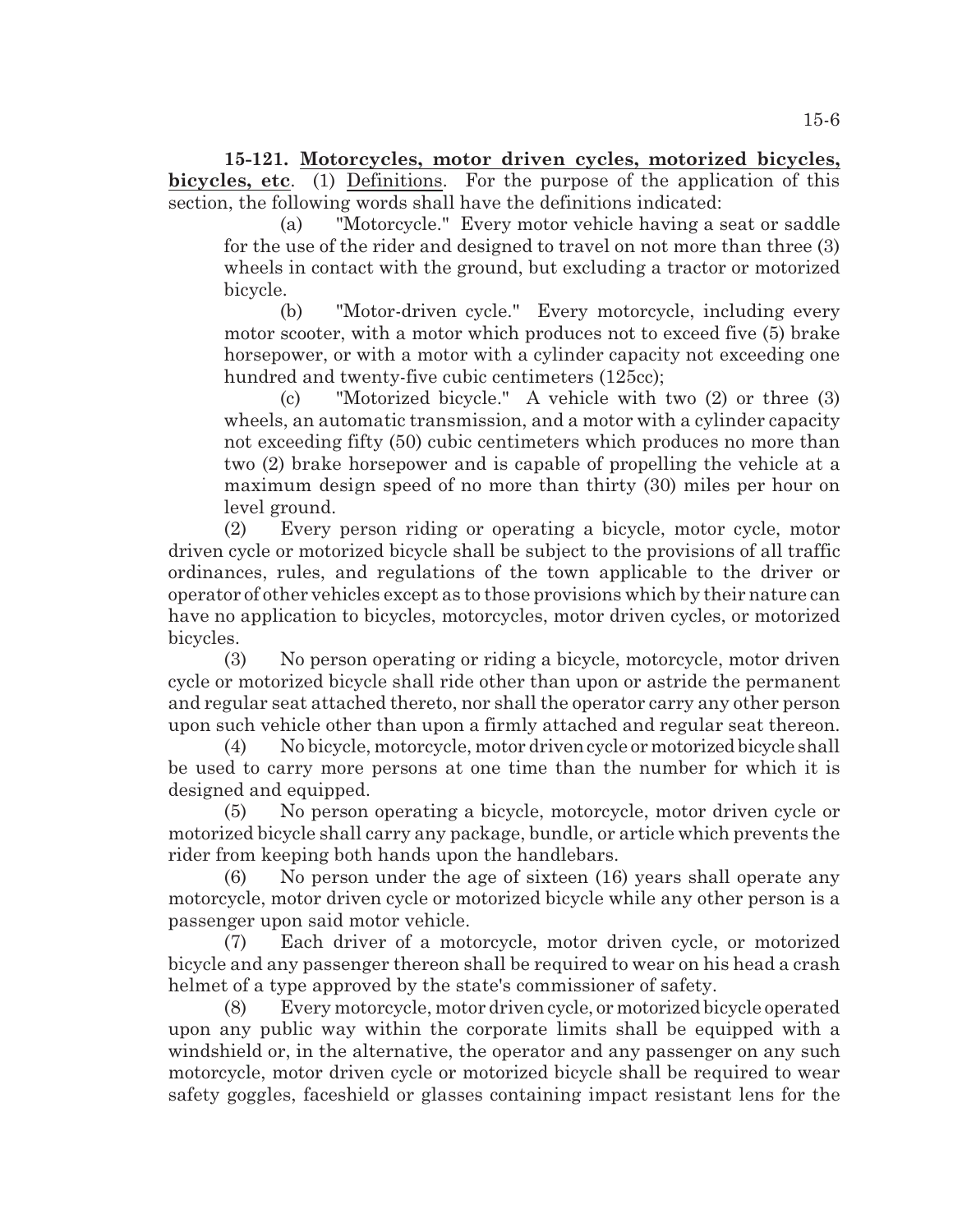**15-121. Motorcycles, motor driven cycles, motorized bicycles, bicycles, etc**. (1) Definitions. For the purpose of the application of this section, the following words shall have the definitions indicated:

(a) "Motorcycle." Every motor vehicle having a seat or saddle for the use of the rider and designed to travel on not more than three (3) wheels in contact with the ground, but excluding a tractor or motorized bicycle.

(b) "Motor-driven cycle." Every motorcycle, including every motor scooter, with a motor which produces not to exceed five (5) brake horsepower, or with a motor with a cylinder capacity not exceeding one hundred and twenty-five cubic centimeters (125cc);

(c) "Motorized bicycle." A vehicle with two (2) or three (3) wheels, an automatic transmission, and a motor with a cylinder capacity not exceeding fifty (50) cubic centimeters which produces no more than two (2) brake horsepower and is capable of propelling the vehicle at a maximum design speed of no more than thirty (30) miles per hour on level ground.

(2) Every person riding or operating a bicycle, motor cycle, motor driven cycle or motorized bicycle shall be subject to the provisions of all traffic ordinances, rules, and regulations of the town applicable to the driver or operator of other vehicles except as to those provisions which by their nature can have no application to bicycles, motorcycles, motor driven cycles, or motorized bicycles.

(3) No person operating or riding a bicycle, motorcycle, motor driven cycle or motorized bicycle shall ride other than upon or astride the permanent and regular seat attached thereto, nor shall the operator carry any other person upon such vehicle other than upon a firmly attached and regular seat thereon.

(4) No bicycle, motorcycle, motor driven cycle or motorized bicycle shall be used to carry more persons at one time than the number for which it is designed and equipped.

(5) No person operating a bicycle, motorcycle, motor driven cycle or motorized bicycle shall carry any package, bundle, or article which prevents the rider from keeping both hands upon the handlebars.

(6) No person under the age of sixteen (16) years shall operate any motorcycle, motor driven cycle or motorized bicycle while any other person is a passenger upon said motor vehicle.

(7) Each driver of a motorcycle, motor driven cycle, or motorized bicycle and any passenger thereon shall be required to wear on his head a crash helmet of a type approved by the state's commissioner of safety.

(8) Every motorcycle, motor driven cycle, or motorized bicycle operated upon any public way within the corporate limits shall be equipped with a windshield or, in the alternative, the operator and any passenger on any such motorcycle, motor driven cycle or motorized bicycle shall be required to wear safety goggles, faceshield or glasses containing impact resistant lens for the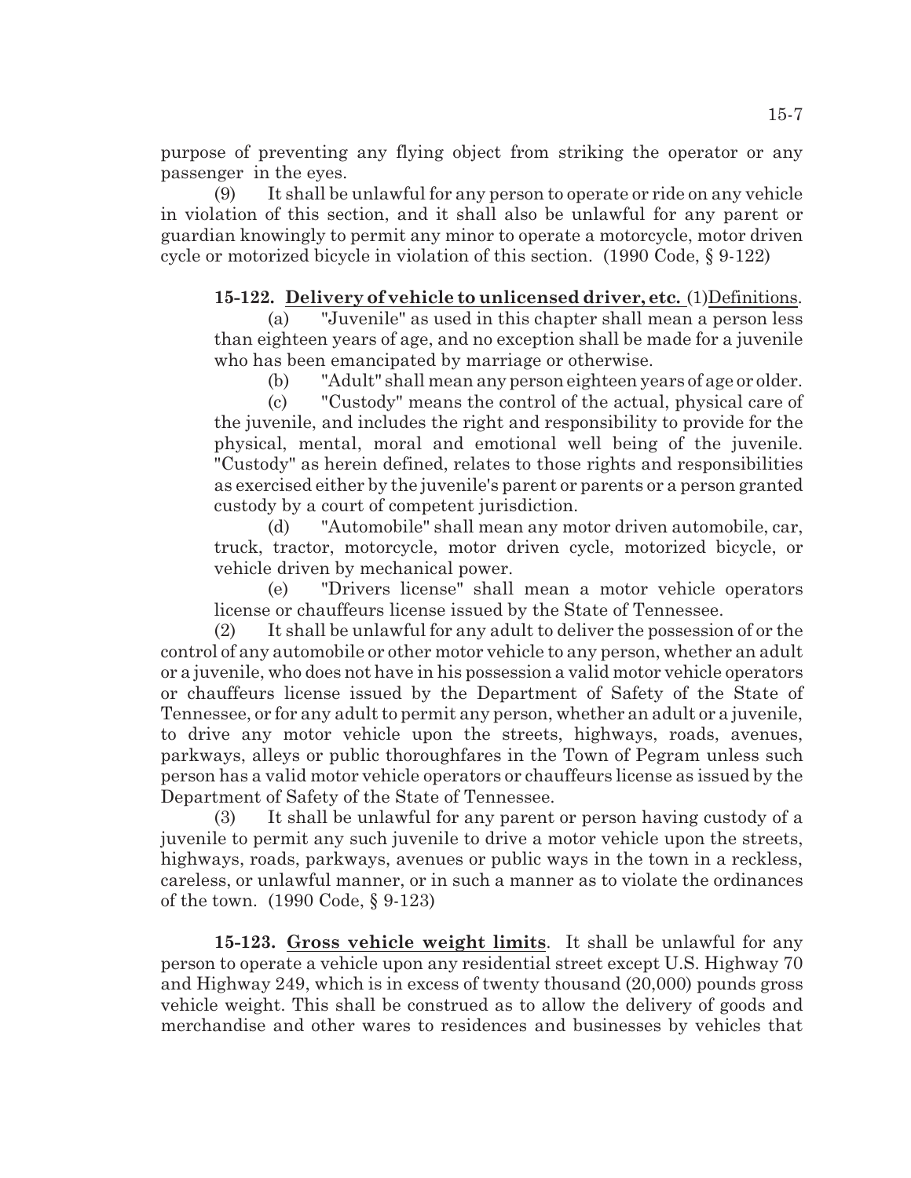purpose of preventing any flying object from striking the operator or any passenger in the eyes.

(9) It shall be unlawful for any person to operate or ride on any vehicle in violation of this section, and it shall also be unlawful for any parent or guardian knowingly to permit any minor to operate a motorcycle, motor driven cycle or motorized bicycle in violation of this section. (1990 Code, § 9-122)

**15-122. Delivery of vehicle to unlicensed driver, etc.** (1) Definitions.

(a) "Juvenile" as used in this chapter shall mean a person less than eighteen years of age, and no exception shall be made for a juvenile who has been emancipated by marriage or otherwise.

(b) "Adult" shall mean any person eighteen years of age or older.

(c) "Custody" means the control of the actual, physical care of the juvenile, and includes the right and responsibility to provide for the physical, mental, moral and emotional well being of the juvenile. "Custody" as herein defined, relates to those rights and responsibilities as exercised either by the juvenile's parent or parents or a person granted custody by a court of competent jurisdiction.

(d) "Automobile" shall mean any motor driven automobile, car, truck, tractor, motorcycle, motor driven cycle, motorized bicycle, or vehicle driven by mechanical power.

(e) "Drivers license" shall mean a motor vehicle operators license or chauffeurs license issued by the State of Tennessee.

(2) It shall be unlawful for any adult to deliver the possession of or the control of any automobile or other motor vehicle to any person, whether an adult or a juvenile, who does not have in his possession a valid motor vehicle operators or chauffeurs license issued by the Department of Safety of the State of Tennessee, or for any adult to permit any person, whether an adult or a juvenile, to drive any motor vehicle upon the streets, highways, roads, avenues, parkways, alleys or public thoroughfares in the Town of Pegram unless such person has a valid motor vehicle operators or chauffeurs license as issued by the Department of Safety of the State of Tennessee.

(3) It shall be unlawful for any parent or person having custody of a juvenile to permit any such juvenile to drive a motor vehicle upon the streets, highways, roads, parkways, avenues or public ways in the town in a reckless, careless, or unlawful manner, or in such a manner as to violate the ordinances of the town. (1990 Code, § 9-123)

**15-123. Gross vehicle weight limits**. It shall be unlawful for any person to operate a vehicle upon any residential street except U.S. Highway 70 and Highway 249, which is in excess of twenty thousand (20,000) pounds gross vehicle weight. This shall be construed as to allow the delivery of goods and merchandise and other wares to residences and businesses by vehicles that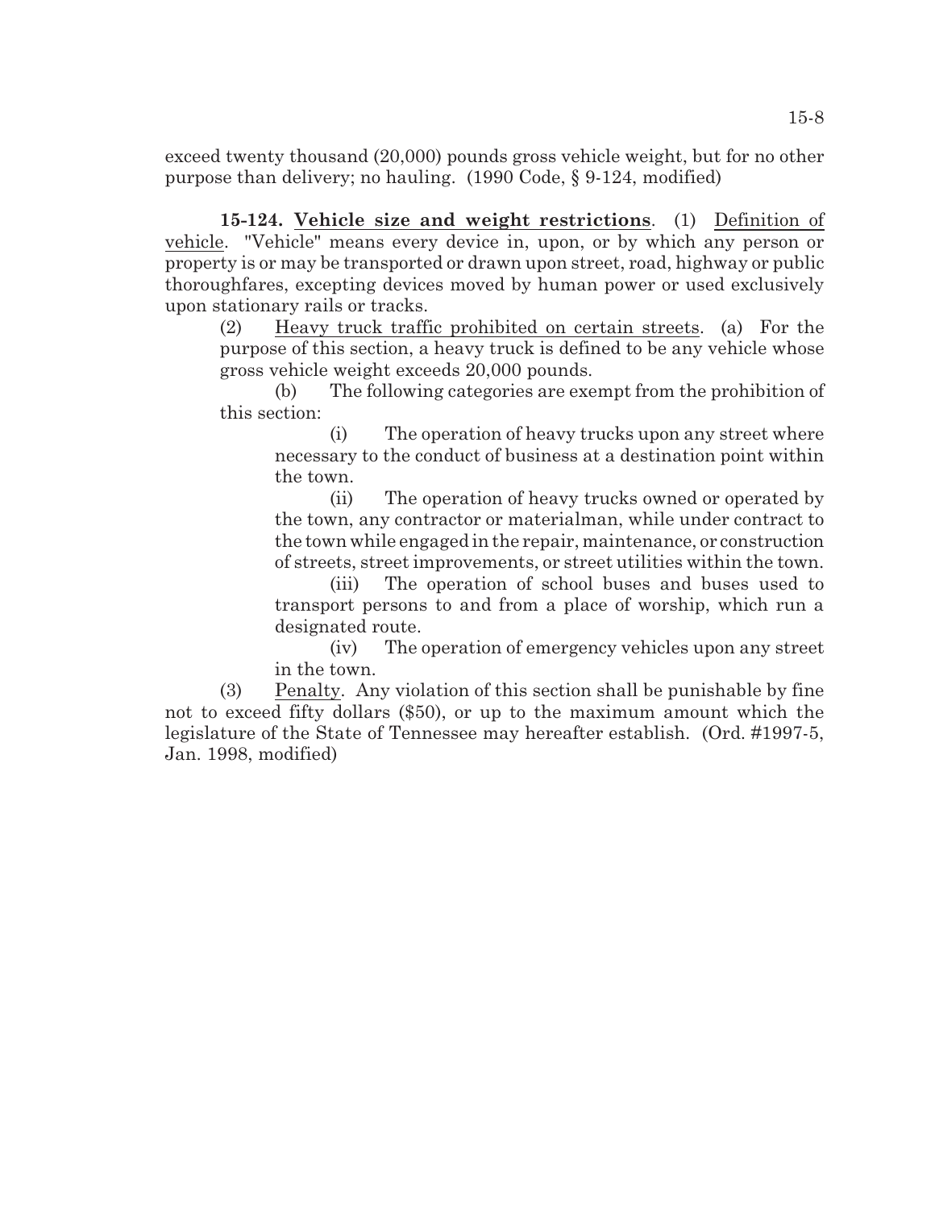exceed twenty thousand (20,000) pounds gross vehicle weight, but for no other purpose than delivery; no hauling. (1990 Code, § 9-124, modified)

**15-124. Vehicle size and weight restrictions**. (1) Definition of vehicle. "Vehicle" means every device in, upon, or by which any person or property is or may be transported or drawn upon street, road, highway or public thoroughfares, excepting devices moved by human power or used exclusively upon stationary rails or tracks.

(2) Heavy truck traffic prohibited on certain streets. (a) For the purpose of this section, a heavy truck is defined to be any vehicle whose gross vehicle weight exceeds 20,000 pounds.

(b) The following categories are exempt from the prohibition of this section:

(i) The operation of heavy trucks upon any street where necessary to the conduct of business at a destination point within the town.

(ii) The operation of heavy trucks owned or operated by the town, any contractor or materialman, while under contract to the town while engaged in the repair, maintenance, or construction of streets, street improvements, or street utilities within the town.

(iii) The operation of school buses and buses used to transport persons to and from a place of worship, which run a designated route.

(iv) The operation of emergency vehicles upon any street in the town.

(3) Penalty. Any violation of this section shall be punishable by fine not to exceed fifty dollars ($50), or up to the maximum amount which the legislature of the State of Tennessee may hereafter establish. (Ord. #1997-5, Jan. 1998, modified)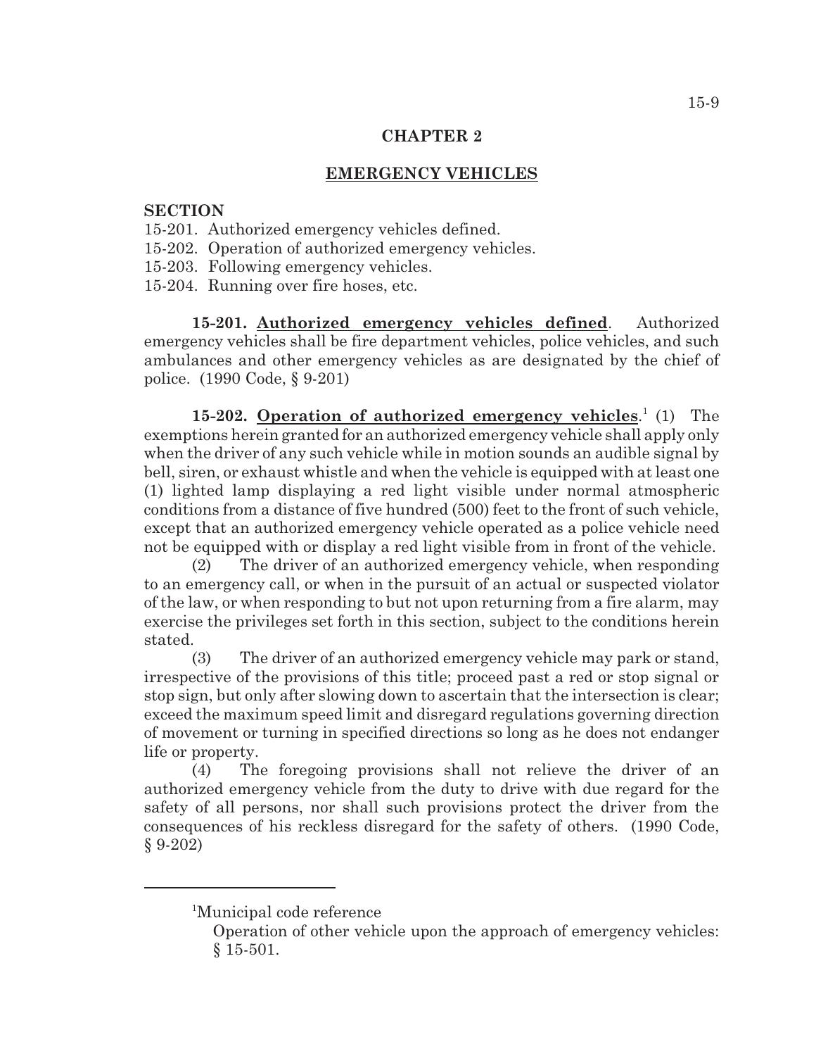# CHAPTER 2

## EMERGENCY VEHICLES

**SECTION**

15-201. Authorized emergency vehicles defined.
15-202. Operation of authorized emergency vehicles.
15-203. Following emergency vehicles.
15-204. Running over fire hoses, etc.

**15-201. Authorized emergency vehicles defined**. Authorized emergency vehicles shall be fire department vehicles, police vehicles, and such ambulances and other emergency vehicles as are designated by the chief of police. (1990 Code, § 9-201)

**15-202. Operation of authorized emergency vehicles**.[1] (1) The exemptions herein granted for an authorized emergency vehicle shall apply only when the driver of any such vehicle while in motion sounds an audible signal by bell, siren, or exhaust whistle and when the vehicle is equipped with at least one (1) lighted lamp displaying a red light visible under normal atmospheric conditions from a distance of five hundred (500) feet to the front of such vehicle, except that an authorized emergency vehicle operated as a police vehicle need not be equipped with or display a red light visible from in front of the vehicle.

(2) The driver of an authorized emergency vehicle, when responding to an emergency call, or when in the pursuit of an actual or suspected violator of the law, or when responding to but not upon returning from a fire alarm, may exercise the privileges set forth in this section, subject to the conditions herein stated.

(3) The driver of an authorized emergency vehicle may park or stand, irrespective of the provisions of this title; proceed past a red or stop signal or stop sign, but only after slowing down to ascertain that the intersection is clear; exceed the maximum speed limit and disregard regulations governing direction of movement or turning in specified directions so long as he does not endanger life or property.

(4) The foregoing provisions shall not relieve the driver of an authorized emergency vehicle from the duty to drive with due regard for the safety of all persons, nor shall such provisions protect the driver from the consequences of his reckless disregard for the safety of others. (1990 Code, § 9-202)

---

[1]Municipal code reference

Operation of other vehicle upon the approach of emergency vehicles: § 15-501.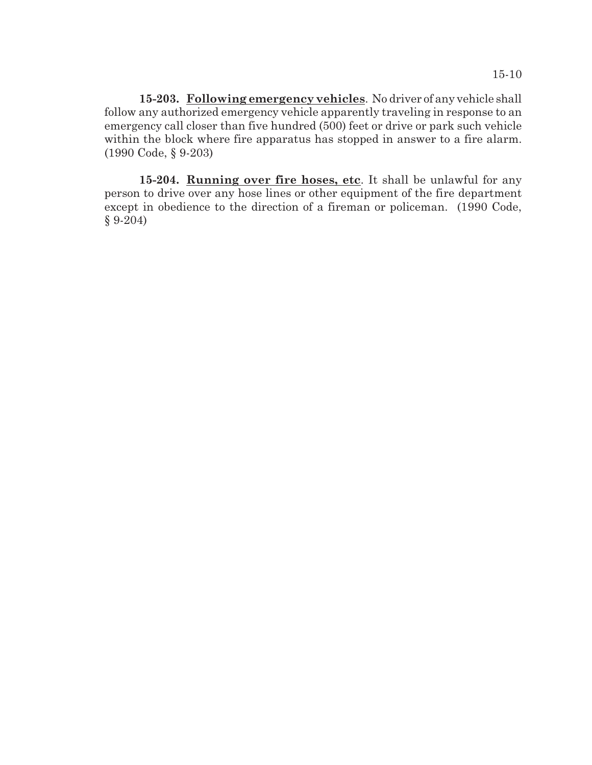**15-203. Following emergency vehicles**. No driver of any vehicle shall follow any authorized emergency vehicle apparently traveling in response to an emergency call closer than five hundred (500) feet or drive or park such vehicle within the block where fire apparatus has stopped in answer to a fire alarm. (1990 Code, § 9-203)

**15-204. Running over fire hoses, etc**. It shall be unlawful for any person to drive over any hose lines or other equipment of the fire department except in obedience to the direction of a fireman or policeman. (1990 Code, § 9-204)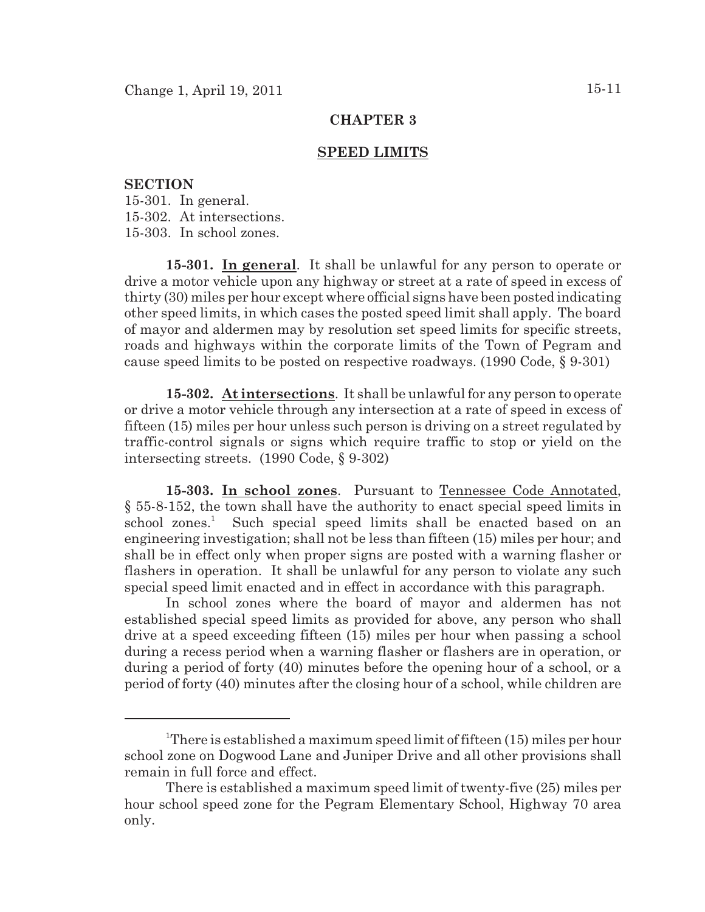## CHAPTER 3

## SPEED LIMITS

**SECTION**

15-301. In general.
15-302. At intersections.
15-303. In school zones.

**15-301. In general**. It shall be unlawful for any person to operate or drive a motor vehicle upon any highway or street at a rate of speed in excess of thirty (30) miles per hour except where official signs have been posted indicating other speed limits, in which cases the posted speed limit shall apply. The board of mayor and aldermen may by resolution set speed limits for specific streets, roads and highways within the corporate limits of the Town of Pegram and cause speed limits to be posted on respective roadways. (1990 Code, § 9-301)

**15-302. At intersections**. It shall be unlawful for any person to operate or drive a motor vehicle through any intersection at a rate of speed in excess of fifteen (15) miles per hour unless such person is driving on a street regulated by traffic-control signals or signs which require traffic to stop or yield on the intersecting streets. (1990 Code, § 9-302)

**15-303. In school zones**. Pursuant to Tennessee Code Annotated, § 55-8-152, the town shall have the authority to enact special speed limits in school zones.[1] Such special speed limits shall be enacted based on an engineering investigation; shall not be less than fifteen (15) miles per hour; and shall be in effect only when proper signs are posted with a warning flasher or flashers in operation. It shall be unlawful for any person to violate any such special speed limit enacted and in effect in accordance with this paragraph.

In school zones where the board of mayor and aldermen has not established special speed limits as provided for above, any person who shall drive at a speed exceeding fifteen (15) miles per hour when passing a school during a recess period when a warning flasher or flashers are in operation, or during a period of forty (40) minutes before the opening hour of a school, or a period of forty (40) minutes after the closing hour of a school, while children are

---

[1]There is established a maximum speed limit of fifteen (15) miles per hour school zone on Dogwood Lane and Juniper Drive and all other provisions shall remain in full force and effect.

There is established a maximum speed limit of twenty-five (25) miles per hour school speed zone for the Pegram Elementary School, Highway 70 area only.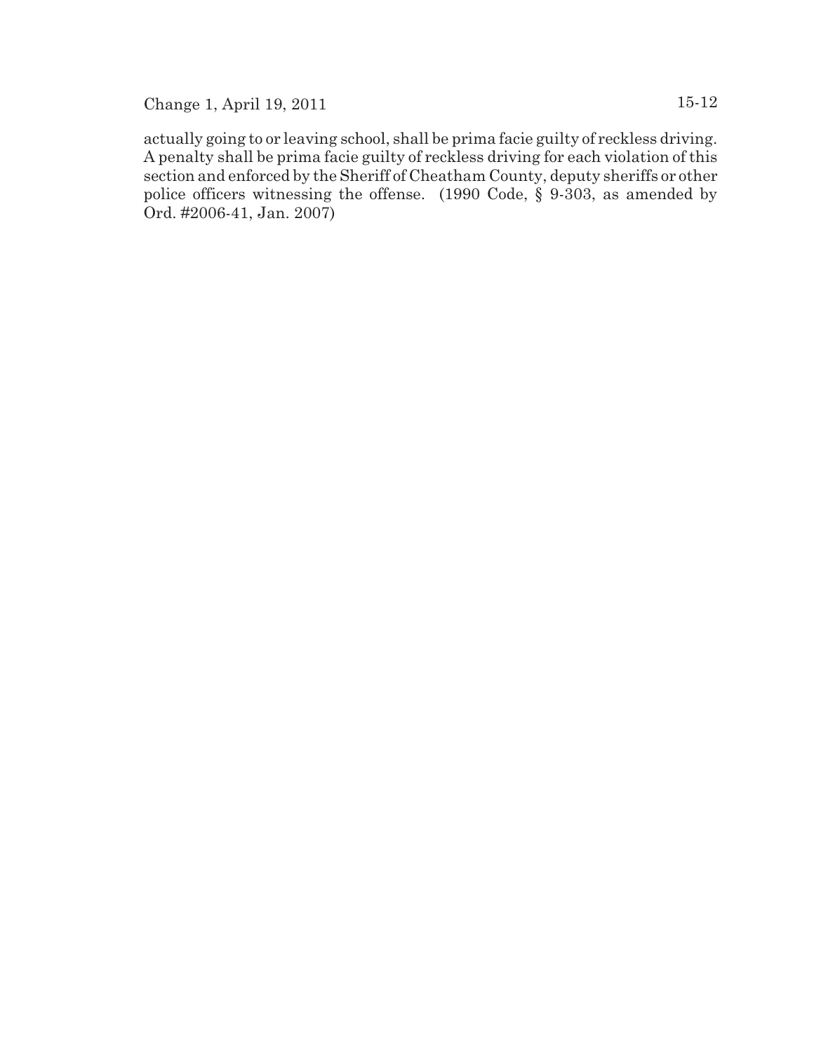actually going to or leaving school, shall be prima facie guilty of reckless driving. A penalty shall be prima facie guilty of reckless driving for each violation of this section and enforced by the Sheriff of Cheatham County, deputy sheriffs or other police officers witnessing the offense. (1990 Code, § 9-303, as amended by Ord. #2006-41, Jan. 2007)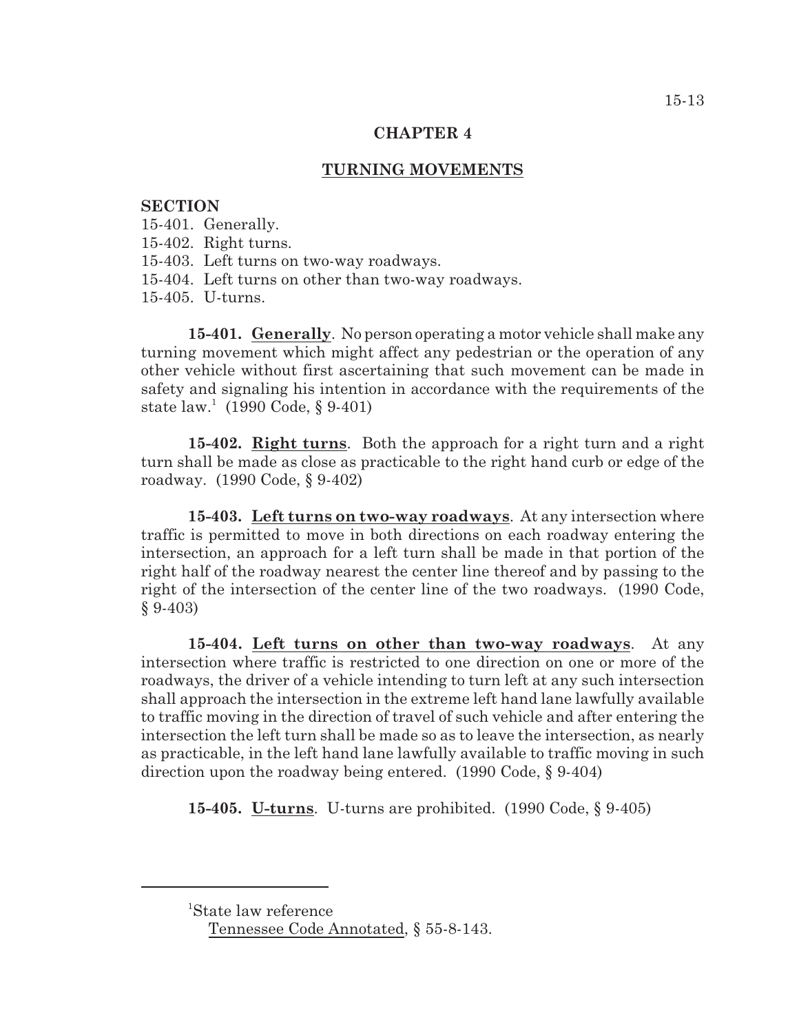# CHAPTER 4

## TURNING MOVEMENTS

**SECTION**

15-401. Generally.
15-402. Right turns.
15-403. Left turns on two-way roadways.
15-404. Left turns on other than two-way roadways.
15-405. U-turns.

**15-401. Generally**. No person operating a motor vehicle shall make any turning movement which might affect any pedestrian or the operation of any other vehicle without first ascertaining that such movement can be made in safety and signaling his intention in accordance with the requirements of the state law.[1] (1990 Code, § 9-401)

**15-402. Right turns**. Both the approach for a right turn and a right turn shall be made as close as practicable to the right hand curb or edge of the roadway. (1990 Code, § 9-402)

**15-403. Left turns on two-way roadways**. At any intersection where traffic is permitted to move in both directions on each roadway entering the intersection, an approach for a left turn shall be made in that portion of the right half of the roadway nearest the center line thereof and by passing to the right of the intersection of the center line of the two roadways. (1990 Code, § 9-403)

**15-404. Left turns on other than two-way roadways**. At any intersection where traffic is restricted to one direction on one or more of the roadways, the driver of a vehicle intending to turn left at any such intersection shall approach the intersection in the extreme left hand lane lawfully available to traffic moving in the direction of travel of such vehicle and after entering the intersection the left turn shall be made so as to leave the intersection, as nearly as practicable, in the left hand lane lawfully available to traffic moving in such direction upon the roadway being entered. (1990 Code, § 9-404)

**15-405. U-turns**. U-turns are prohibited. (1990 Code, § 9-405)

---

[1]State law reference
Tennessee Code Annotated, § 55-8-143.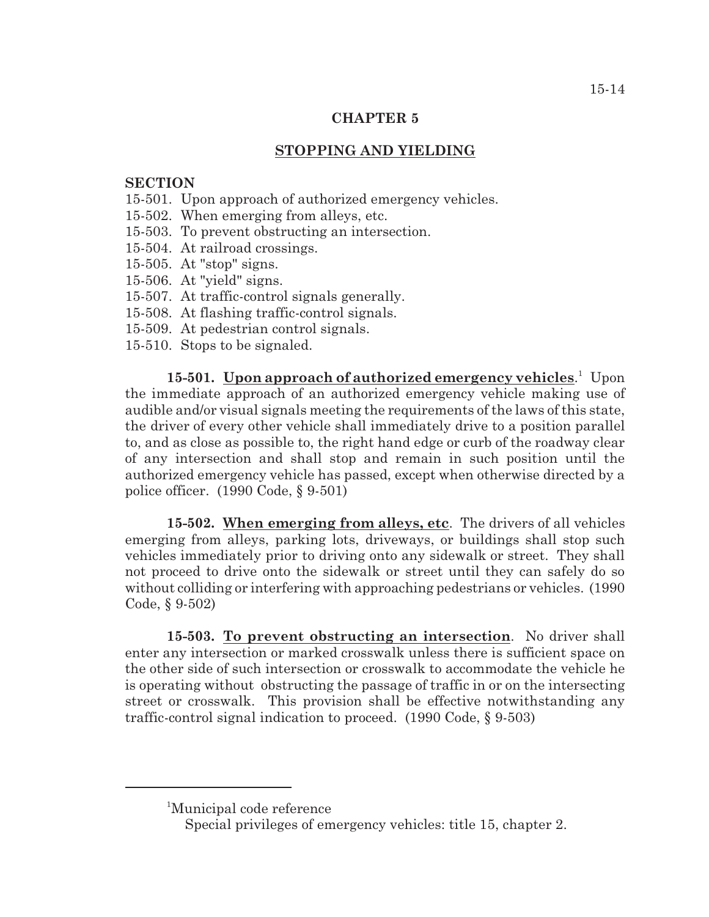## CHAPTER 5

## STOPPING AND YIELDING

**SECTION**

15-501. Upon approach of authorized emergency vehicles.
15-502. When emerging from alleys, etc.
15-503. To prevent obstructing an intersection.
15-504. At railroad crossings.
15-505. At "stop" signs.
15-506. At "yield" signs.
15-507. At traffic-control signals generally.
15-508. At flashing traffic-control signals.
15-509. At pedestrian control signals.
15-510. Stops to be signaled.

**15-501. Upon approach of authorized emergency vehicles**.[1] Upon the immediate approach of an authorized emergency vehicle making use of audible and/or visual signals meeting the requirements of the laws of this state, the driver of every other vehicle shall immediately drive to a position parallel to, and as close as possible to, the right hand edge or curb of the roadway clear of any intersection and shall stop and remain in such position until the authorized emergency vehicle has passed, except when otherwise directed by a police officer. (1990 Code, § 9-501)

**15-502. When emerging from alleys, etc**. The drivers of all vehicles emerging from alleys, parking lots, driveways, or buildings shall stop such vehicles immediately prior to driving onto any sidewalk or street. They shall not proceed to drive onto the sidewalk or street until they can safely do so without colliding or interfering with approaching pedestrians or vehicles. (1990 Code, § 9-502)

**15-503. To prevent obstructing an intersection**. No driver shall enter any intersection or marked crosswalk unless there is sufficient space on the other side of such intersection or crosswalk to accommodate the vehicle he is operating without obstructing the passage of traffic in or on the intersecting street or crosswalk. This provision shall be effective notwithstanding any traffic-control signal indication to proceed. (1990 Code, § 9-503)

---

[1]Municipal code reference
Special privileges of emergency vehicles: title 15, chapter 2.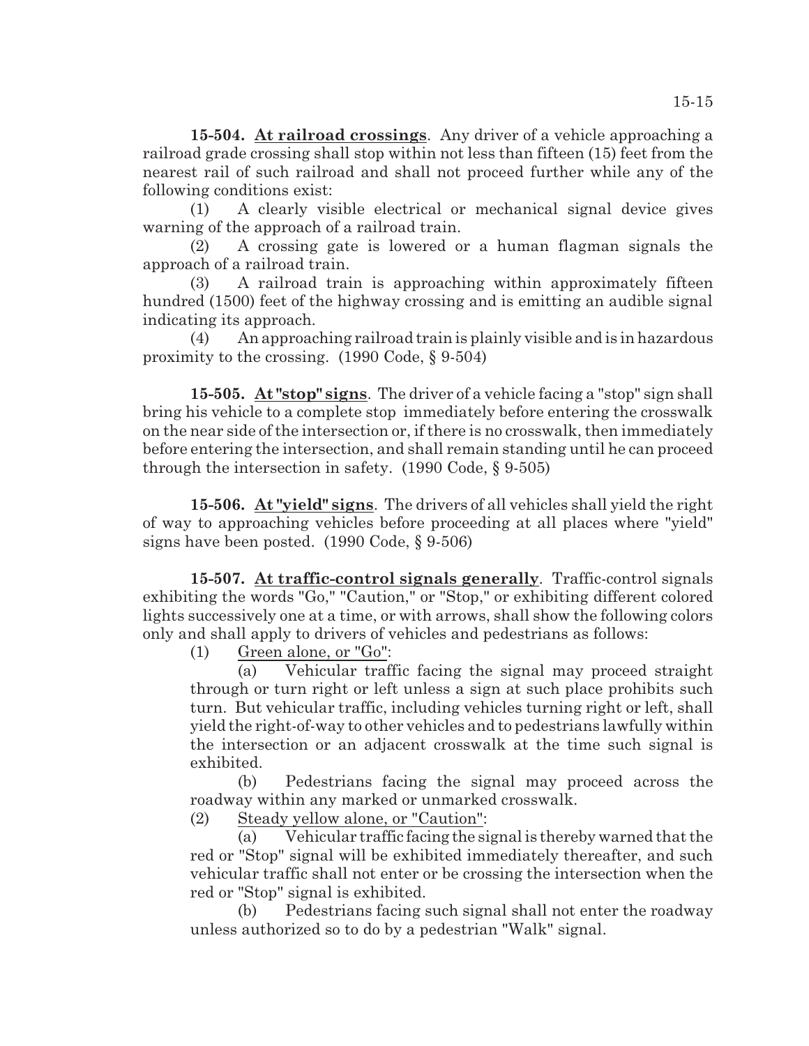**15-504. At railroad crossings**. Any driver of a vehicle approaching a railroad grade crossing shall stop within not less than fifteen (15) feet from the nearest rail of such railroad and shall not proceed further while any of the following conditions exist:

(1) A clearly visible electrical or mechanical signal device gives warning of the approach of a railroad train.

(2) A crossing gate is lowered or a human flagman signals the approach of a railroad train.

(3) A railroad train is approaching within approximately fifteen hundred (1500) feet of the highway crossing and is emitting an audible signal indicating its approach.

(4) An approaching railroad train is plainly visible and is in hazardous proximity to the crossing. (1990 Code, § 9-504)

**15-505. At "stop" signs**. The driver of a vehicle facing a "stop" sign shall bring his vehicle to a complete stop immediately before entering the crosswalk on the near side of the intersection or, if there is no crosswalk, then immediately before entering the intersection, and shall remain standing until he can proceed through the intersection in safety. (1990 Code, § 9-505)

**15-506. At "yield" signs**. The drivers of all vehicles shall yield the right of way to approaching vehicles before proceeding at all places where "yield" signs have been posted. (1990 Code, § 9-506)

**15-507. At traffic-control signals generally**. Traffic-control signals exhibiting the words "Go," "Caution," or "Stop," or exhibiting different colored lights successively one at a time, or with arrows, shall show the following colors only and shall apply to drivers of vehicles and pedestrians as follows:

(1) Green alone, or "Go":

(a) Vehicular traffic facing the signal may proceed straight through or turn right or left unless a sign at such place prohibits such turn. But vehicular traffic, including vehicles turning right or left, shall yield the right-of-way to other vehicles and to pedestrians lawfully within the intersection or an adjacent crosswalk at the time such signal is exhibited.

(b) Pedestrians facing the signal may proceed across the roadway within any marked or unmarked crosswalk.

(2) Steady yellow alone, or "Caution":

(a) Vehicular traffic facing the signal is thereby warned that the red or "Stop" signal will be exhibited immediately thereafter, and such vehicular traffic shall not enter or be crossing the intersection when the red or "Stop" signal is exhibited.

(b) Pedestrians facing such signal shall not enter the roadway unless authorized so to do by a pedestrian "Walk" signal.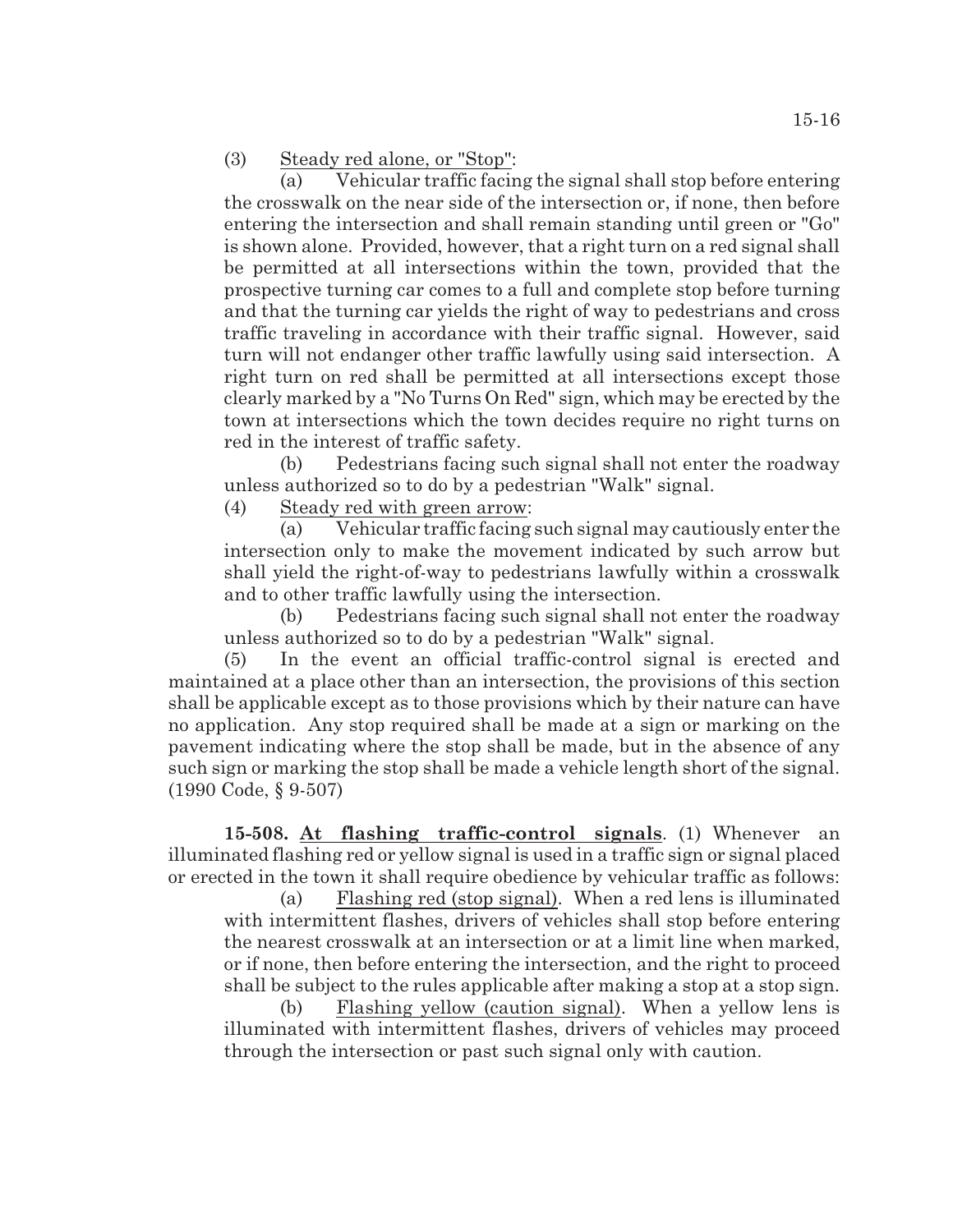(3) <u>Steady red alone, or "Stop"</u>:

(a) Vehicular traffic facing the signal shall stop before entering the crosswalk on the near side of the intersection or, if none, then before entering the intersection and shall remain standing until green or "Go" is shown alone. Provided, however, that a right turn on a red signal shall be permitted at all intersections within the town, provided that the prospective turning car comes to a full and complete stop before turning and that the turning car yields the right of way to pedestrians and cross traffic traveling in accordance with their traffic signal. However, said turn will not endanger other traffic lawfully using said intersection. A right turn on red shall be permitted at all intersections except those clearly marked by a "No Turns On Red" sign, which may be erected by the town at intersections which the town decides require no right turns on red in the interest of traffic safety.

(b) Pedestrians facing such signal shall not enter the roadway unless authorized so to do by a pedestrian "Walk" signal.

(4) <u>Steady red with green arrow</u>:

(a) Vehicular traffic facing such signal may cautiously enter the intersection only to make the movement indicated by such arrow but shall yield the right-of-way to pedestrians lawfully within a crosswalk and to other traffic lawfully using the intersection.

(b) Pedestrians facing such signal shall not enter the roadway unless authorized so to do by a pedestrian "Walk" signal.

(5) In the event an official traffic-control signal is erected and maintained at a place other than an intersection, the provisions of this section shall be applicable except as to those provisions which by their nature can have no application. Any stop required shall be made at a sign or marking on the pavement indicating where the stop shall be made, but in the absence of any such sign or marking the stop shall be made a vehicle length short of the signal. (1990 Code, § 9-507)

**15-508. <u>At flashing traffic-control signals</u>.** (1) Whenever an illuminated flashing red or yellow signal is used in a traffic sign or signal placed or erected in the town it shall require obedience by vehicular traffic as follows:

(a) <u>Flashing red (stop signal)</u>. When a red lens is illuminated with intermittent flashes, drivers of vehicles shall stop before entering the nearest crosswalk at an intersection or at a limit line when marked, or if none, then before entering the intersection, and the right to proceed shall be subject to the rules applicable after making a stop at a stop sign.

(b) <u>Flashing yellow (caution signal)</u>. When a yellow lens is illuminated with intermittent flashes, drivers of vehicles may proceed through the intersection or past such signal only with caution.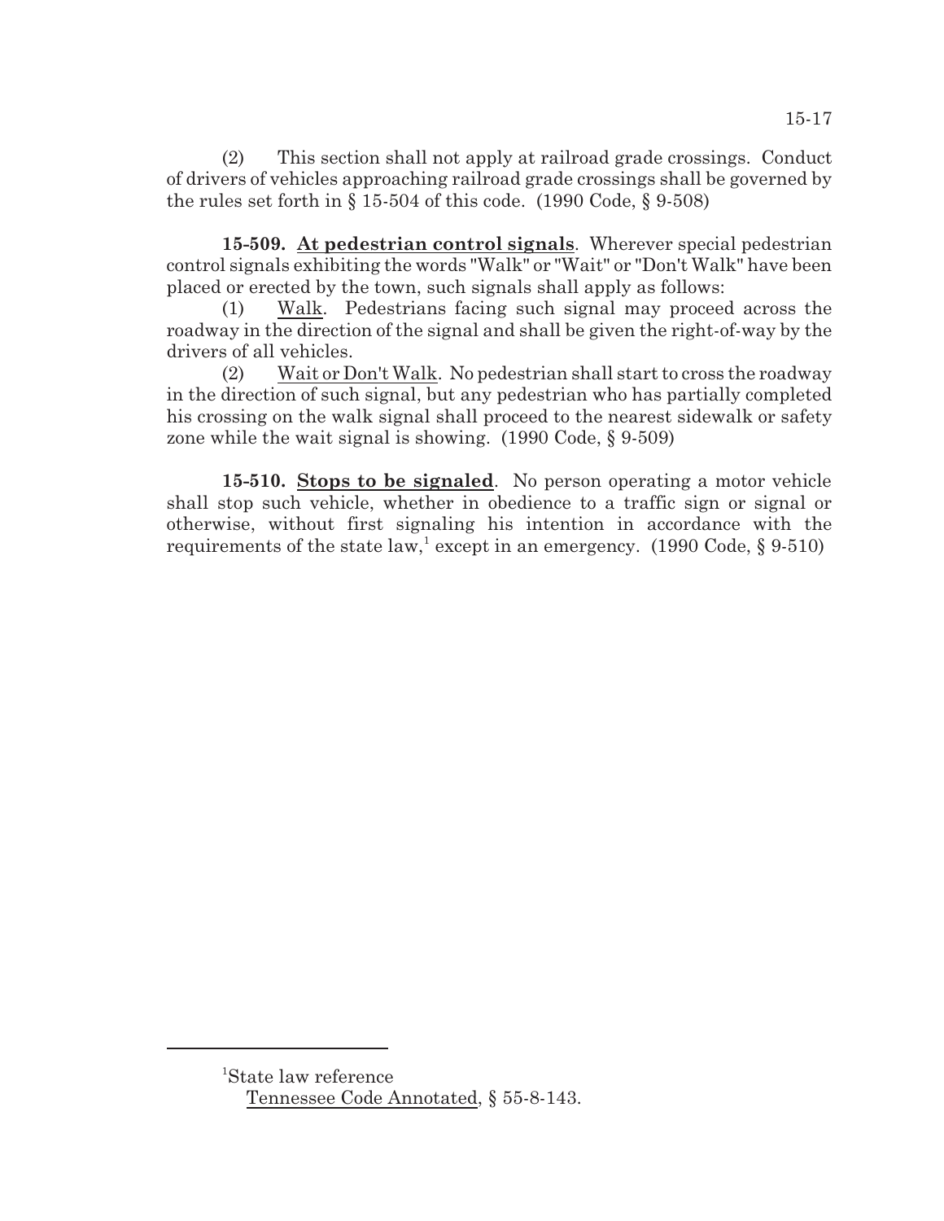(2) This section shall not apply at railroad grade crossings. Conduct of drivers of vehicles approaching railroad grade crossings shall be governed by the rules set forth in § 15-504 of this code. (1990 Code, § 9-508)

**15-509. At pedestrian control signals**. Wherever special pedestrian control signals exhibiting the words "Walk" or "Wait" or "Don't Walk" have been placed or erected by the town, such signals shall apply as follows:

(1) Walk. Pedestrians facing such signal may proceed across the roadway in the direction of the signal and shall be given the right-of-way by the drivers of all vehicles.

(2) Wait or Don't Walk. No pedestrian shall start to cross the roadway in the direction of such signal, but any pedestrian who has partially completed his crossing on the walk signal shall proceed to the nearest sidewalk or safety zone while the wait signal is showing. (1990 Code, § 9-509)

**15-510. Stops to be signaled**. No person operating a motor vehicle shall stop such vehicle, whether in obedience to a traffic sign or signal or otherwise, without first signaling his intention in accordance with the requirements of the state law,[1] except in an emergency. (1990 Code, § 9-510)

---

[1]State law reference

Tennessee Code Annotated, § 55-8-143.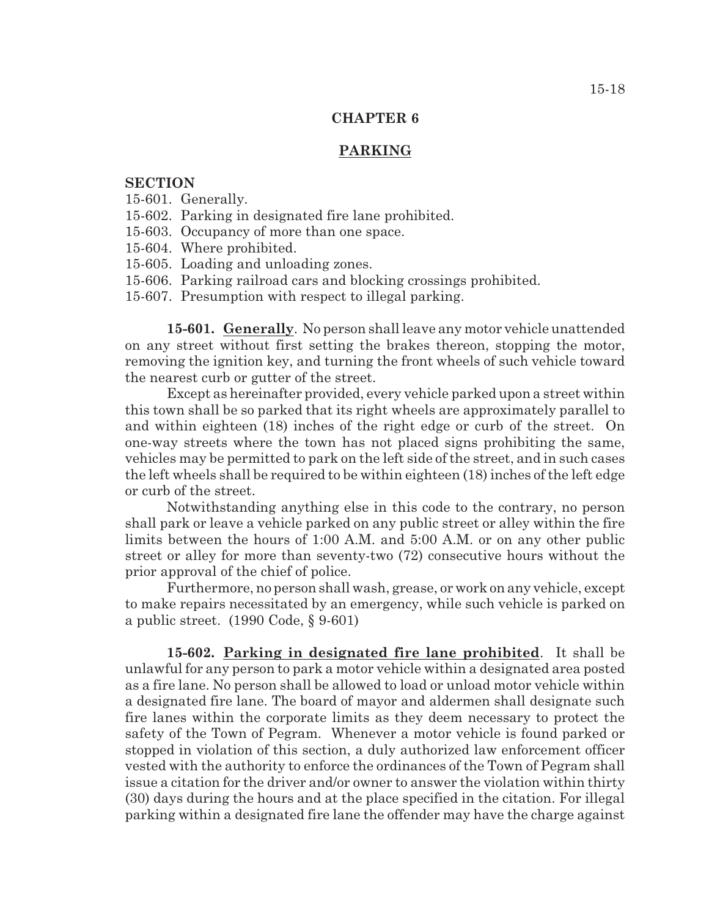# CHAPTER 6

## PARKING

**SECTION**

15-601. Generally.
15-602. Parking in designated fire lane prohibited.
15-603. Occupancy of more than one space.
15-604. Where prohibited.
15-605. Loading and unloading zones.
15-606. Parking railroad cars and blocking crossings prohibited.
15-607. Presumption with respect to illegal parking.

**15-601. Generally**. No person shall leave any motor vehicle unattended on any street without first setting the brakes thereon, stopping the motor, removing the ignition key, and turning the front wheels of such vehicle toward the nearest curb or gutter of the street.

Except as hereinafter provided, every vehicle parked upon a street within this town shall be so parked that its right wheels are approximately parallel to and within eighteen (18) inches of the right edge or curb of the street. On one-way streets where the town has not placed signs prohibiting the same, vehicles may be permitted to park on the left side of the street, and in such cases the left wheels shall be required to be within eighteen (18) inches of the left edge or curb of the street.

Notwithstanding anything else in this code to the contrary, no person shall park or leave a vehicle parked on any public street or alley within the fire limits between the hours of 1:00 A.M. and 5:00 A.M. or on any other public street or alley for more than seventy-two (72) consecutive hours without the prior approval of the chief of police.

Furthermore, no person shall wash, grease, or work on any vehicle, except to make repairs necessitated by an emergency, while such vehicle is parked on a public street. (1990 Code, § 9-601)

**15-602. Parking in designated fire lane prohibited**. It shall be unlawful for any person to park a motor vehicle within a designated area posted as a fire lane. No person shall be allowed to load or unload motor vehicle within a designated fire lane. The board of mayor and aldermen shall designate such fire lanes within the corporate limits as they deem necessary to protect the safety of the Town of Pegram. Whenever a motor vehicle is found parked or stopped in violation of this section, a duly authorized law enforcement officer vested with the authority to enforce the ordinances of the Town of Pegram shall issue a citation for the driver and/or owner to answer the violation within thirty (30) days during the hours and at the place specified in the citation. For illegal parking within a designated fire lane the offender may have the charge against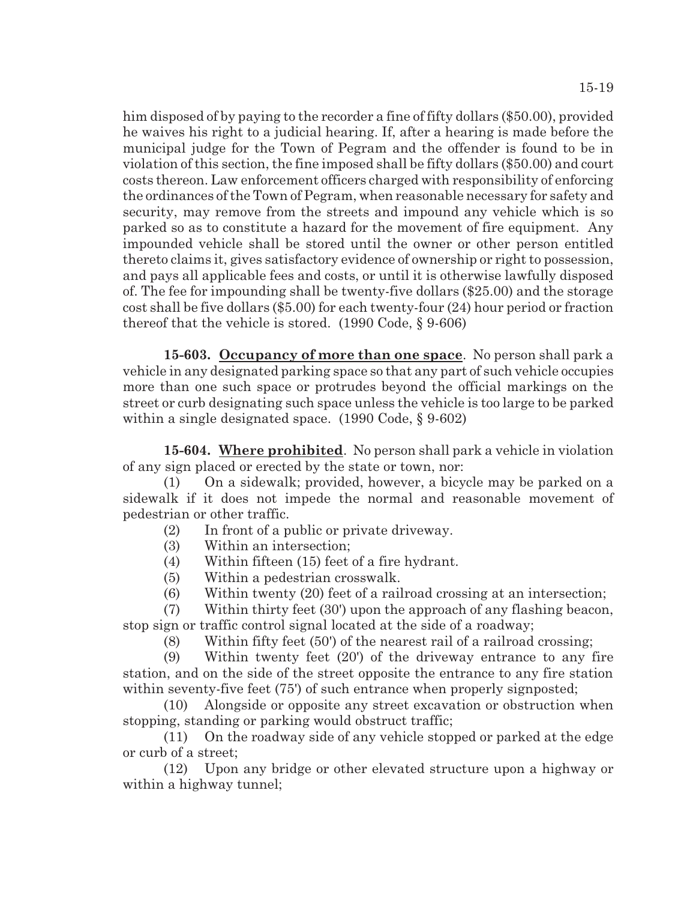him disposed of by paying to the recorder a fine of fifty dollars ($50.00), provided he waives his right to a judicial hearing. If, after a hearing is made before the municipal judge for the Town of Pegram and the offender is found to be in violation of this section, the fine imposed shall be fifty dollars ($50.00) and court costs thereon. Law enforcement officers charged with responsibility of enforcing the ordinances of the Town of Pegram, when reasonable necessary for safety and security, may remove from the streets and impound any vehicle which is so parked so as to constitute a hazard for the movement of fire equipment. Any impounded vehicle shall be stored until the owner or other person entitled thereto claims it, gives satisfactory evidence of ownership or right to possession, and pays all applicable fees and costs, or until it is otherwise lawfully disposed of. The fee for impounding shall be twenty-five dollars ($25.00) and the storage cost shall be five dollars ($5.00) for each twenty-four (24) hour period or fraction thereof that the vehicle is stored. (1990 Code, § 9-606)

**15-603. Occupancy of more than one space**. No person shall park a vehicle in any designated parking space so that any part of such vehicle occupies more than one such space or protrudes beyond the official markings on the street or curb designating such space unless the vehicle is too large to be parked within a single designated space. (1990 Code, § 9-602)

**15-604. Where prohibited**. No person shall park a vehicle in violation of any sign placed or erected by the state or town, nor:

(1) On a sidewalk; provided, however, a bicycle may be parked on a sidewalk if it does not impede the normal and reasonable movement of pedestrian or other traffic.

(2) In front of a public or private driveway.

(3) Within an intersection;

(4) Within fifteen (15) feet of a fire hydrant.

(5) Within a pedestrian crosswalk.

(6) Within twenty (20) feet of a railroad crossing at an intersection;

(7) Within thirty feet (30') upon the approach of any flashing beacon, stop sign or traffic control signal located at the side of a roadway;

(8) Within fifty feet (50') of the nearest rail of a railroad crossing;

(9) Within twenty feet (20') of the driveway entrance to any fire station, and on the side of the street opposite the entrance to any fire station within seventy-five feet (75') of such entrance when properly signposted;

(10) Alongside or opposite any street excavation or obstruction when stopping, standing or parking would obstruct traffic;

(11) On the roadway side of any vehicle stopped or parked at the edge or curb of a street;

(12) Upon any bridge or other elevated structure upon a highway or within a highway tunnel;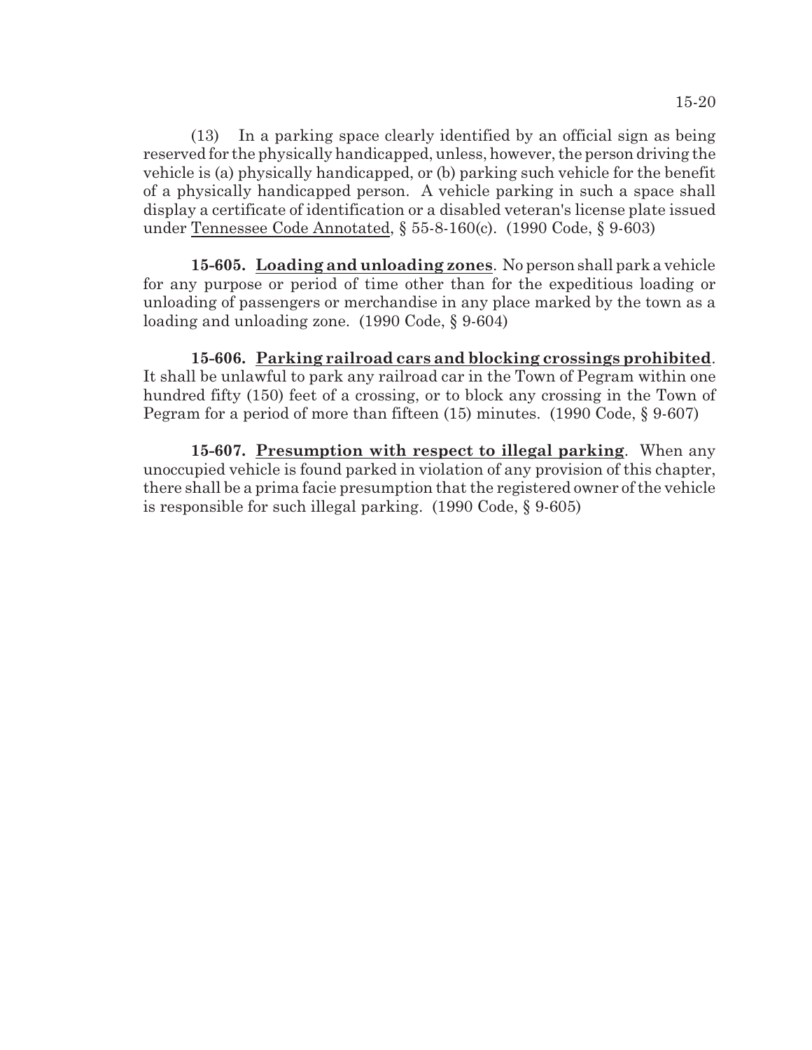(13) In a parking space clearly identified by an official sign as being reserved for the physically handicapped, unless, however, the person driving the vehicle is (a) physically handicapped, or (b) parking such vehicle for the benefit of a physically handicapped person. A vehicle parking in such a space shall display a certificate of identification or a disabled veteran's license plate issued under Tennessee Code Annotated, § 55-8-160(c). (1990 Code, § 9-603)

**15-605. Loading and unloading zones**. No person shall park a vehicle for any purpose or period of time other than for the expeditious loading or unloading of passengers or merchandise in any place marked by the town as a loading and unloading zone. (1990 Code, § 9-604)

**15-606. Parking railroad cars and blocking crossings prohibited**. It shall be unlawful to park any railroad car in the Town of Pegram within one hundred fifty (150) feet of a crossing, or to block any crossing in the Town of Pegram for a period of more than fifteen (15) minutes. (1990 Code, § 9-607)

**15-607. Presumption with respect to illegal parking**. When any unoccupied vehicle is found parked in violation of any provision of this chapter, there shall be a prima facie presumption that the registered owner of the vehicle is responsible for such illegal parking. (1990 Code, § 9-605)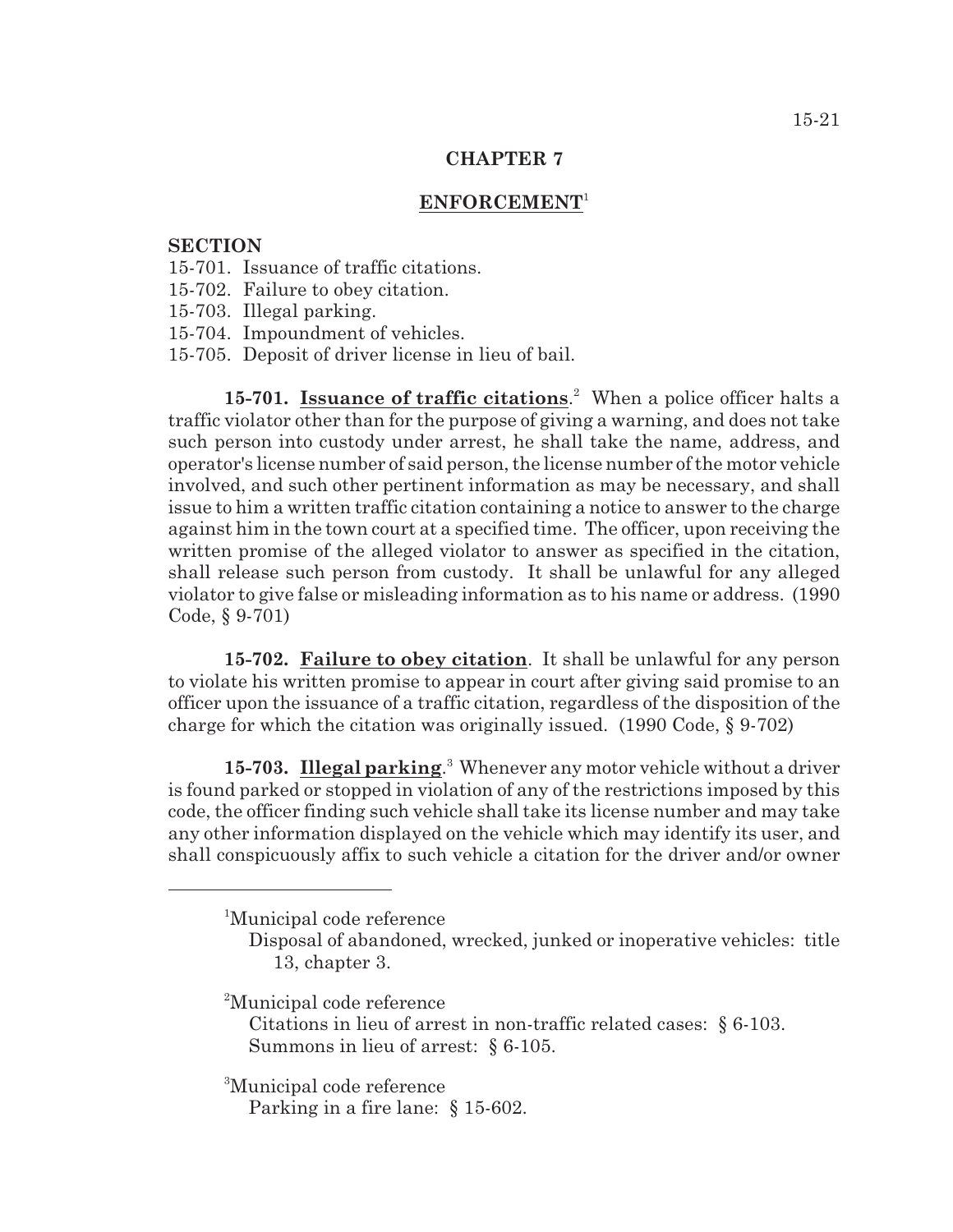## CHAPTER 7

## ENFORCEMENT[1]

**SECTION**

15-701. Issuance of traffic citations.
15-702. Failure to obey citation.
15-703. Illegal parking.
15-704. Impoundment of vehicles.
15-705. Deposit of driver license in lieu of bail.

**15-701. Issuance of traffic citations**.[2] When a police officer halts a traffic violator other than for the purpose of giving a warning, and does not take such person into custody under arrest, he shall take the name, address, and operator's license number of said person, the license number of the motor vehicle involved, and such other pertinent information as may be necessary, and shall issue to him a written traffic citation containing a notice to answer to the charge against him in the town court at a specified time. The officer, upon receiving the written promise of the alleged violator to answer as specified in the citation, shall release such person from custody. It shall be unlawful for any alleged violator to give false or misleading information as to his name or address. (1990 Code, § 9-701)

**15-702. Failure to obey citation**. It shall be unlawful for any person to violate his written promise to appear in court after giving said promise to an officer upon the issuance of a traffic citation, regardless of the disposition of the charge for which the citation was originally issued. (1990 Code, § 9-702)

**15-703. Illegal parking**.[3] Whenever any motor vehicle without a driver is found parked or stopped in violation of any of the restrictions imposed by this code, the officer finding such vehicle shall take its license number and may take any other information displayed on the vehicle which may identify its user, and shall conspicuously affix to such vehicle a citation for the driver and/or owner

---

[1]Municipal code reference
Disposal of abandoned, wrecked, junked or inoperative vehicles: title 13, chapter 3.

[2]Municipal code reference
Citations in lieu of arrest in non-traffic related cases: § 6-103.
Summons in lieu of arrest: § 6-105.

[3]Municipal code reference
Parking in a fire lane: § 15-602.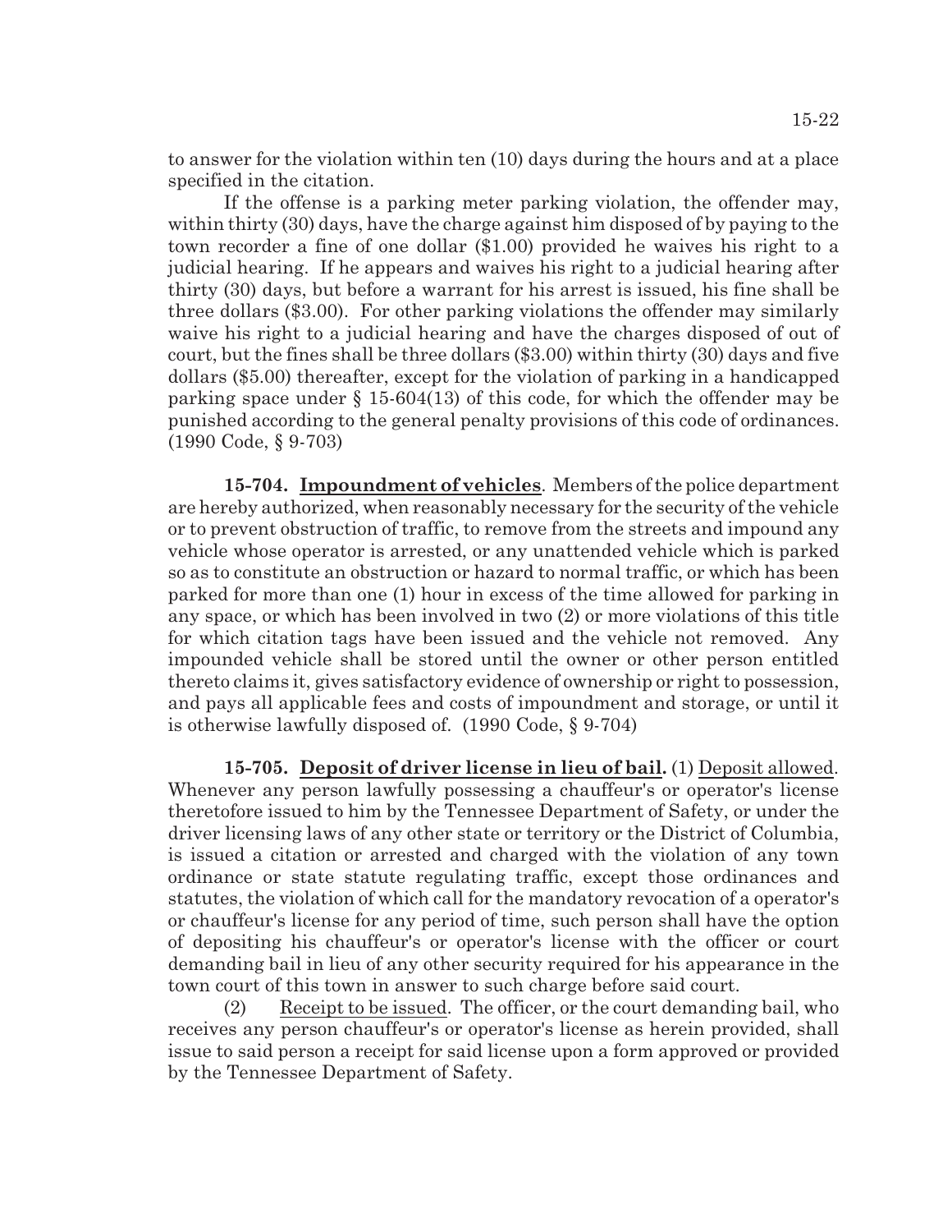to answer for the violation within ten (10) days during the hours and at a place specified in the citation.

If the offense is a parking meter parking violation, the offender may, within thirty (30) days, have the charge against him disposed of by paying to the town recorder a fine of one dollar ($1.00) provided he waives his right to a judicial hearing. If he appears and waives his right to a judicial hearing after thirty (30) days, but before a warrant for his arrest is issued, his fine shall be three dollars ($3.00). For other parking violations the offender may similarly waive his right to a judicial hearing and have the charges disposed of out of court, but the fines shall be three dollars ($3.00) within thirty (30) days and five dollars ($5.00) thereafter, except for the violation of parking in a handicapped parking space under § 15-604(13) of this code, for which the offender may be punished according to the general penalty provisions of this code of ordinances. (1990 Code, § 9-703)

**15-704. Impoundment of vehicles**. Members of the police department are hereby authorized, when reasonably necessary for the security of the vehicle or to prevent obstruction of traffic, to remove from the streets and impound any vehicle whose operator is arrested, or any unattended vehicle which is parked so as to constitute an obstruction or hazard to normal traffic, or which has been parked for more than one (1) hour in excess of the time allowed for parking in any space, or which has been involved in two (2) or more violations of this title for which citation tags have been issued and the vehicle not removed. Any impounded vehicle shall be stored until the owner or other person entitled thereto claims it, gives satisfactory evidence of ownership or right to possession, and pays all applicable fees and costs of impoundment and storage, or until it is otherwise lawfully disposed of. (1990 Code, § 9-704)

**15-705. Deposit of driver license in lieu of bail.** (1) Deposit allowed. Whenever any person lawfully possessing a chauffeur's or operator's license theretofore issued to him by the Tennessee Department of Safety, or under the driver licensing laws of any other state or territory or the District of Columbia, is issued a citation or arrested and charged with the violation of any town ordinance or state statute regulating traffic, except those ordinances and statutes, the violation of which call for the mandatory revocation of a operator's or chauffeur's license for any period of time, such person shall have the option of depositing his chauffeur's or operator's license with the officer or court demanding bail in lieu of any other security required for his appearance in the town court of this town in answer to such charge before said court.

(2) Receipt to be issued. The officer, or the court demanding bail, who receives any person chauffeur's or operator's license as herein provided, shall issue to said person a receipt for said license upon a form approved or provided by the Tennessee Department of Safety.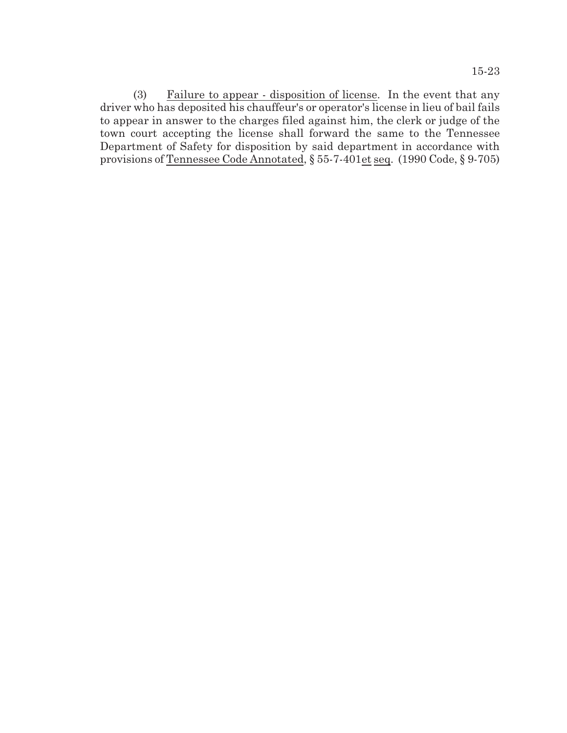(3) Failure to appear - disposition of license. In the event that any driver who has deposited his chauffeur's or operator's license in lieu of bail fails to appear in answer to the charges filed against him, the clerk or judge of the town court accepting the license shall forward the same to the Tennessee Department of Safety for disposition by said department in accordance with provisions of Tennessee Code Annotated, § 55-7-401 et seq. (1990 Code, § 9-705)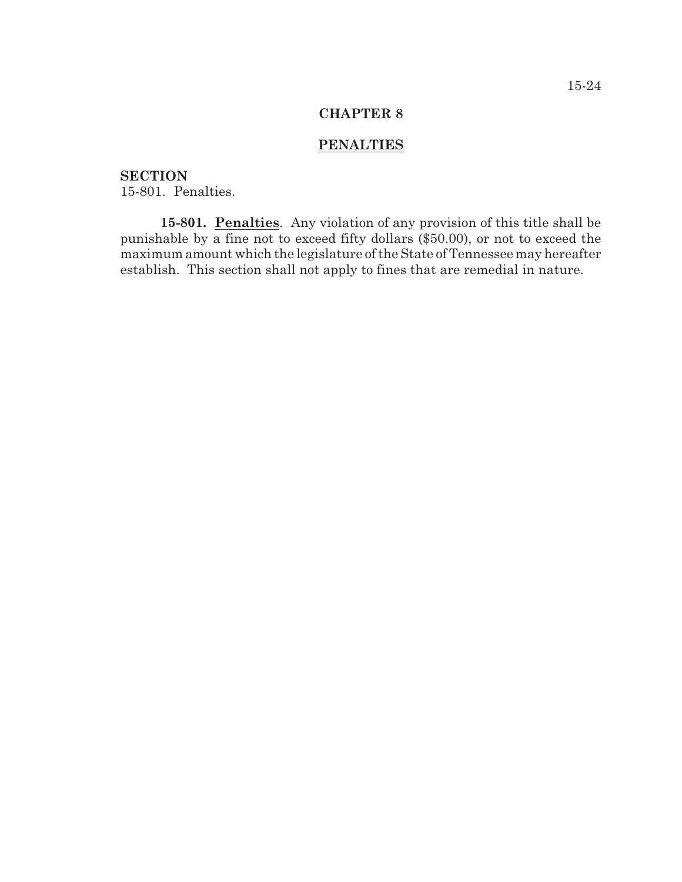# CHAPTER 8

## PENALTIES

**SECTION**
15-801. Penalties.

**15-801. Penalties**. Any violation of any provision of this title shall be punishable by a fine not to exceed fifty dollars ($50.00), or not to exceed the maximum amount which the legislature of the State of Tennessee may hereafter establish. This section shall not apply to fines that are remedial in nature.